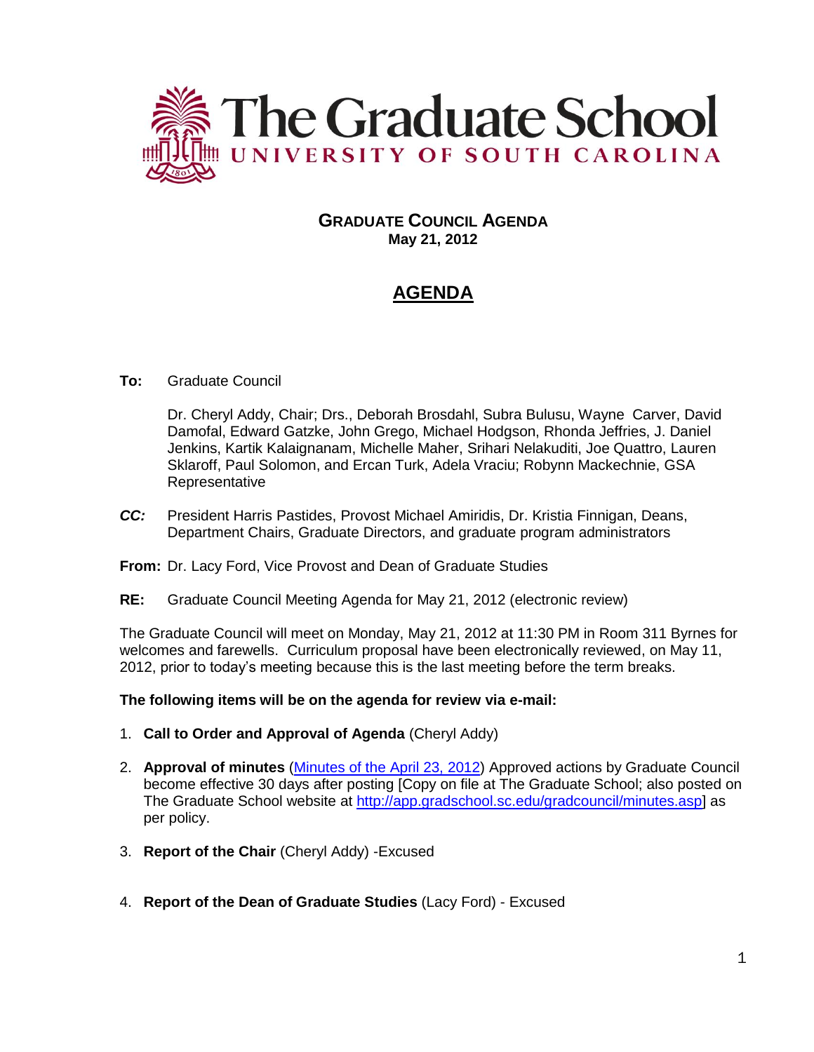# The Graduate School
## UNIVERSITY OF SOUTH CAROLINA

**GRADUATE COUNCIL AGENDA**
**May 21, 2012**

## AGENDA

**To:** Graduate Council

Dr. Cheryl Addy, Chair; Drs., Deborah Brosdahl, Subra Bulusu, Wayne Carver, David Damofal, Edward Gatzke, John Grego, Michael Hodgson, Rhonda Jeffries, J. Daniel Jenkins, Kartik Kalaignanam, Michelle Maher, Srihari Nelakuditi, Joe Quattro, Lauren Sklaroff, Paul Solomon, and Ercan Turk, Adela Vraciu; Robynn Mackechnie, GSA Representative

***CC:*** President Harris Pastides, Provost Michael Amiridis, Dr. Kristia Finnigan, Deans, Department Chairs, Graduate Directors, and graduate program administrators

**From:** Dr. Lacy Ford, Vice Provost and Dean of Graduate Studies

**RE:** Graduate Council Meeting Agenda for May 21, 2012 (electronic review)

The Graduate Council will meet on Monday, May 21, 2012 at 11:30 PM in Room 311 Byrnes for welcomes and farewells. Curriculum proposal have been electronically reviewed, on May 11, 2012, prior to today's meeting because this is the last meeting before the term breaks.

**The following items will be on the agenda for review via e-mail:**

1. **Call to Order and Approval of Agenda** (Cheryl Addy)
2. **Approval of minutes** (Minutes of the April 23, 2012) Approved actions by Graduate Council become effective 30 days after posting [Copy on file at The Graduate School; also posted on The Graduate School website at http://app.gradschool.sc.edu/gradcouncil/minutes.asp] as per policy.
3. **Report of the Chair** (Cheryl Addy) -Excused
4. **Report of the Dean of Graduate Studies** (Lacy Ford) - Excused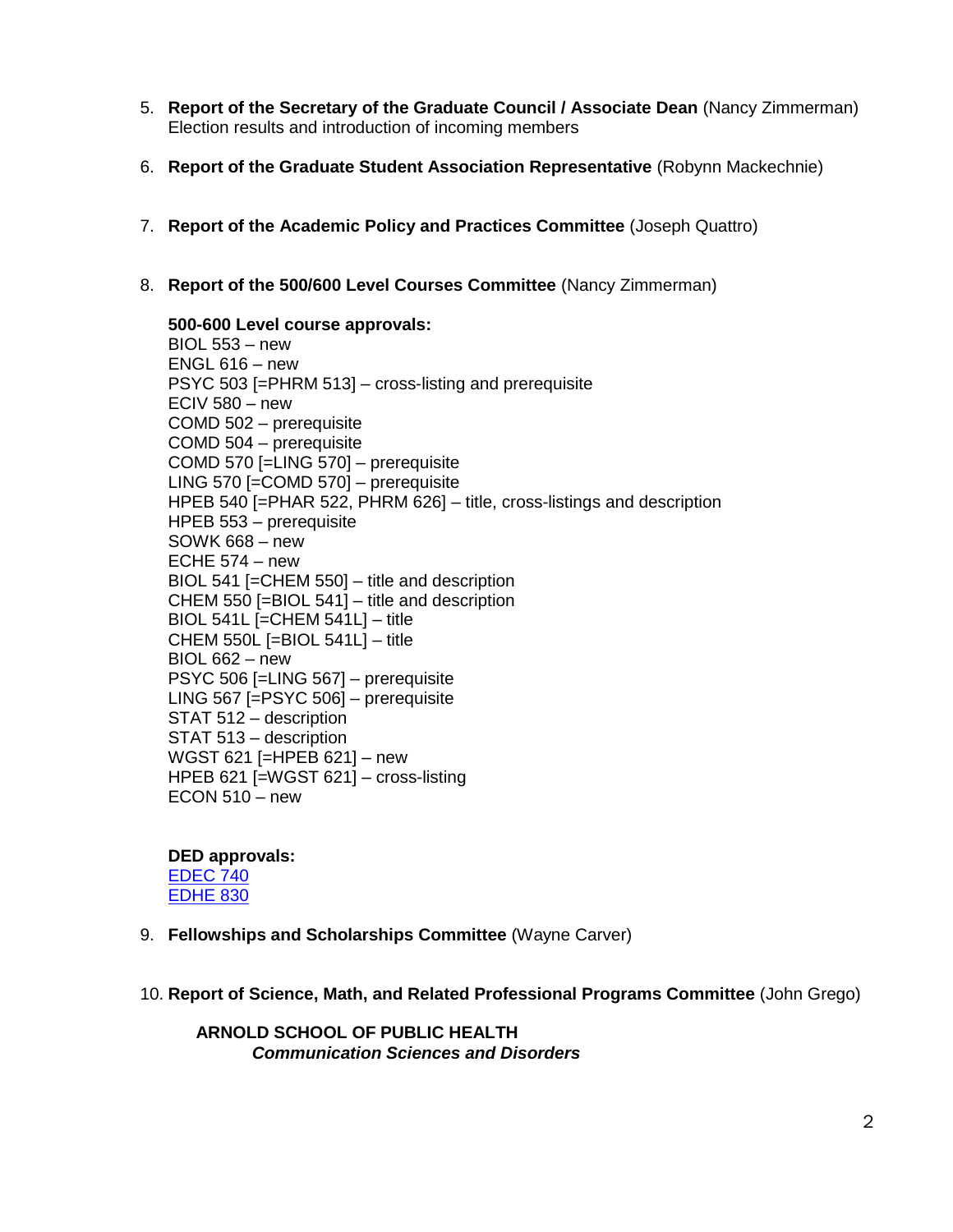5. **Report of the Secretary of the Graduate Council / Associate Dean** (Nancy Zimmerman)
   Election results and introduction of incoming members

6. **Report of the Graduate Student Association Representative** (Robynn Mackechnie)

7. **Report of the Academic Policy and Practices Committee** (Joseph Quattro)

8. **Report of the 500/600 Level Courses Committee** (Nancy Zimmerman)

   **500-600 Level course approvals:**
   BIOL 553 – new
   ENGL 616 – new
   PSYC 503 [=PHRM 513] – cross-listing and prerequisite
   ECIV 580 – new
   COMD 502 – prerequisite
   COMD 504 – prerequisite
   COMD 570 [=LING 570] – prerequisite
   LING 570 [=COMD 570] – prerequisite
   HPEB 540 [=PHAR 522, PHRM 626] – title, cross-listings and description
   HPEB 553 – prerequisite
   SOWK 668 – new
   ECHE 574 – new
   BIOL 541 [=CHEM 550] – title and description
   CHEM 550 [=BIOL 541] – title and description
   BIOL 541L [=CHEM 541L] – title
   CHEM 550L [=BIOL 541L] – title
   BIOL 662 – new
   PSYC 506 [=LING 567] – prerequisite
   LING 567 [=PSYC 506] – prerequisite
   STAT 512 – description
   STAT 513 – description
   WGST 621 [=HPEB 621] – new
   HPEB 621 [=WGST 621] – cross-listing
   ECON 510 – new

   **DED approvals:**
   EDEC 740
   EDHE 830

9. **Fellowships and Scholarships Committee** (Wayne Carver)

10. **Report of Science, Math, and Related Professional Programs Committee** (John Grego)

    **ARNOLD SCHOOL OF PUBLIC HEALTH**
    ***Communication Sciences and Disorders***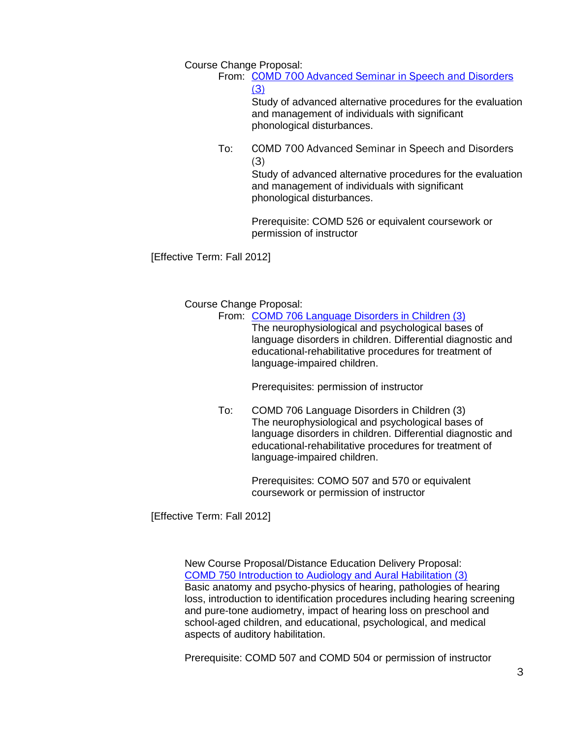Course Change Proposal:

From: [COMD 700 Advanced Seminar in Speech and Disorders (3)]

Study of advanced alternative procedures for the evaluation and management of individuals with significant phonological disturbances.

To: COMD 700 Advanced Seminar in Speech and Disorders (3)

Study of advanced alternative procedures for the evaluation and management of individuals with significant phonological disturbances.

Prerequisite: COMD 526 or equivalent coursework or permission of instructor

[Effective Term: Fall 2012]

Course Change Proposal:

From: [COMD 706 Language Disorders in Children (3)]

The neurophysiological and psychological bases of language disorders in children. Differential diagnostic and educational-rehabilitative procedures for treatment of language-impaired children.

Prerequisites: permission of instructor

To: COMD 706 Language Disorders in Children (3)

The neurophysiological and psychological bases of language disorders in children. Differential diagnostic and educational-rehabilitative procedures for treatment of language-impaired children.

Prerequisites: COMO 507 and 570 or equivalent coursework or permission of instructor

[Effective Term: Fall 2012]

New Course Proposal/Distance Education Delivery Proposal:

[COMD 750 Introduction to Audiology and Aural Habilitation (3)]

Basic anatomy and psycho-physics of hearing, pathologies of hearing loss, introduction to identification procedures including hearing screening and pure-tone audiometry, impact of hearing loss on preschool and school-aged children, and educational, psychological, and medical aspects of auditory habilitation.

Prerequisite: COMD 507 and COMD 504 or permission of instructor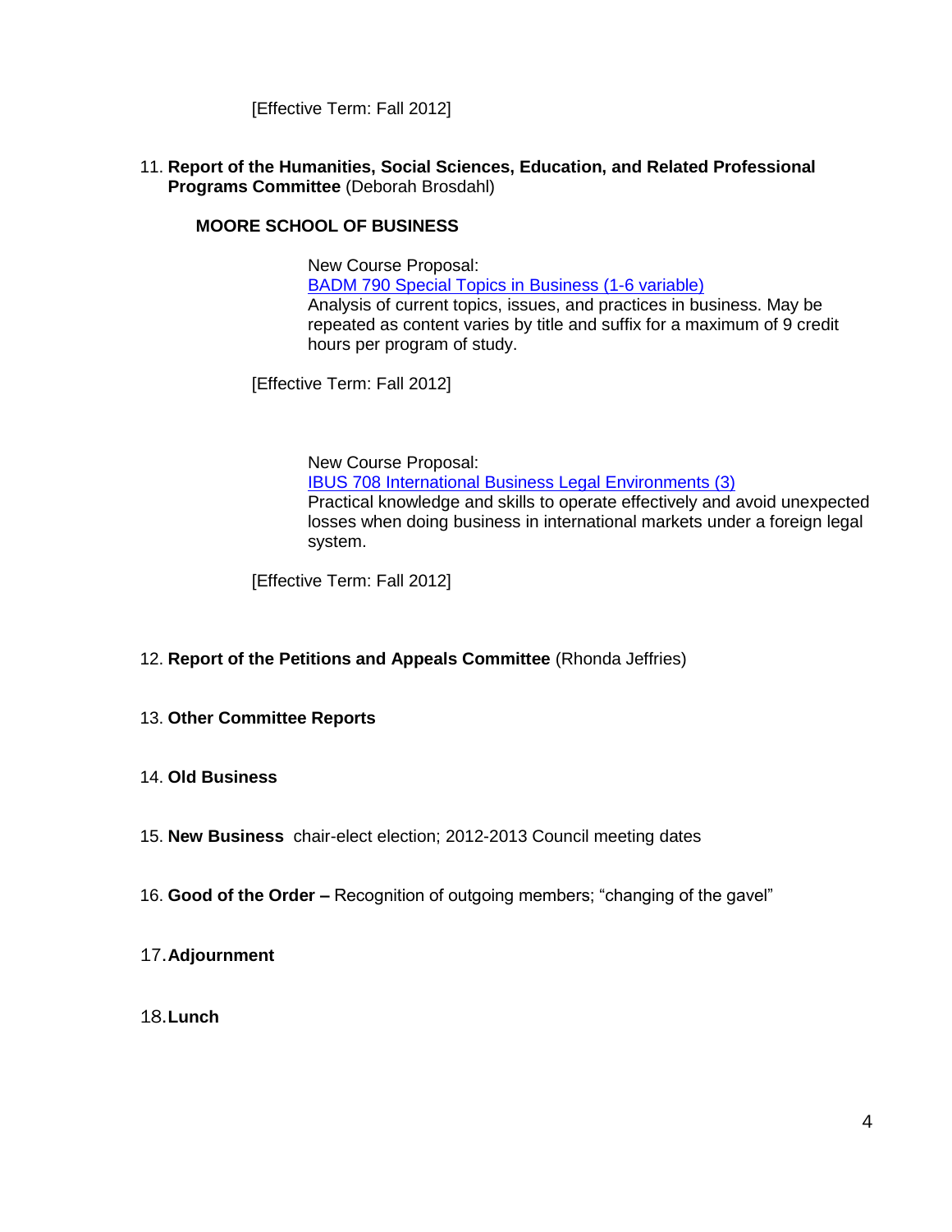[Effective Term: Fall 2012]

11. **Report of the Humanities, Social Sciences, Education, and Related Professional Programs Committee** (Deborah Brosdahl)

**MOORE SCHOOL OF BUSINESS**

New Course Proposal:
BADM 790 Special Topics in Business (1-6 variable)
Analysis of current topics, issues, and practices in business. May be repeated as content varies by title and suffix for a maximum of 9 credit hours per program of study.

[Effective Term: Fall 2012]

New Course Proposal:
IBUS 708 International Business Legal Environments (3)
Practical knowledge and skills to operate effectively and avoid unexpected losses when doing business in international markets under a foreign legal system.

[Effective Term: Fall 2012]

12. **Report of the Petitions and Appeals Committee** (Rhonda Jeffries)

13. **Other Committee Reports**

14. **Old Business**

15. **New Business** chair-elect election; 2012-2013 Council meeting dates

16. **Good of the Order –** Recognition of outgoing members; "changing of the gavel"

17. **Adjournment**

18. **Lunch**